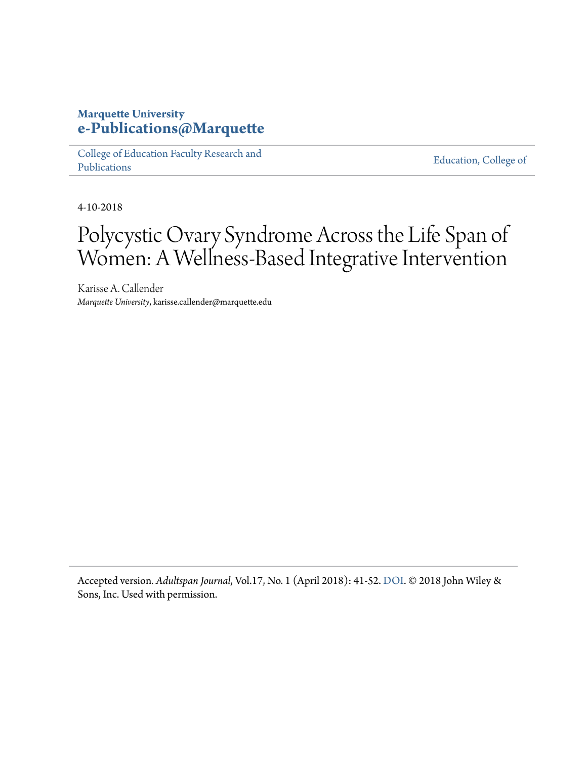**Marquette University**
**e-Publications@Marquette**

College of Education Faculty Research and Publications | Education, College of

4-10-2018

# Polycystic Ovary Syndrome Across the Life Span of Women: A Wellness-Based Integrative Intervention

Karisse A. Callender
*Marquette University*, karisse.callender@marquette.edu

Accepted version. *Adultspan Journal*, Vol.17, No. 1 (April 2018): 41-52. DOI. © 2018 John Wiley & Sons, Inc. Used with permission.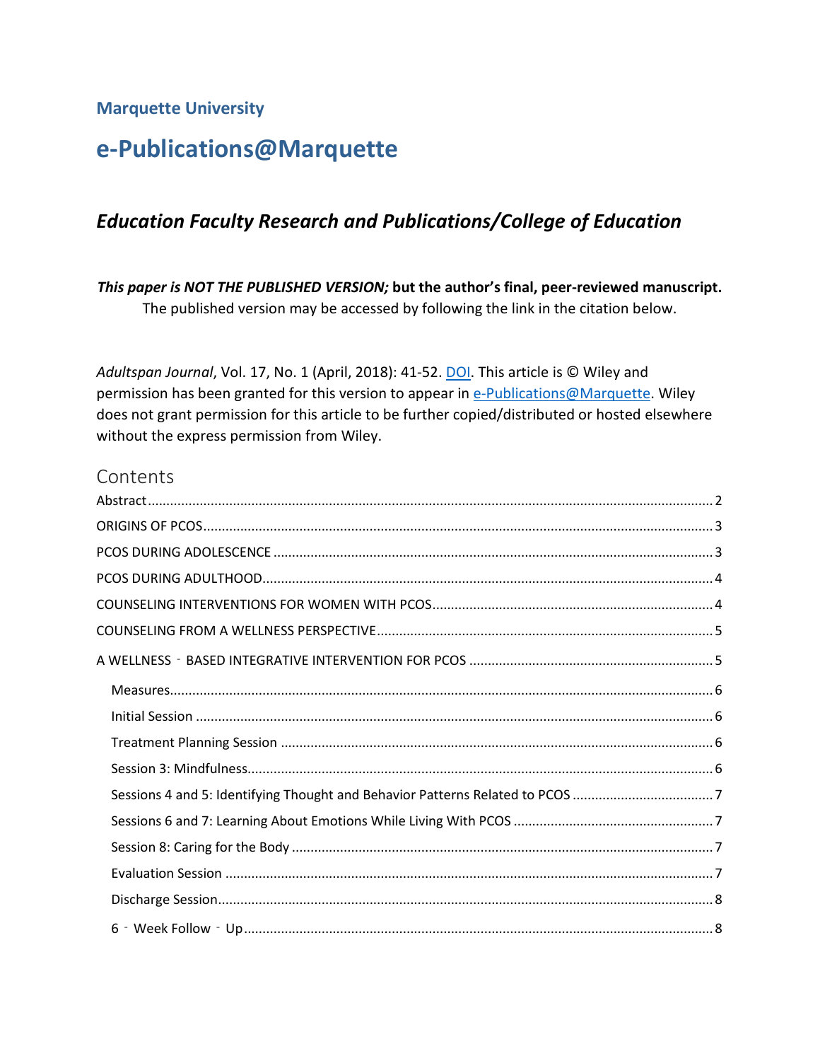**Marquette University**

# e-Publications@Marquette

## *Education Faculty Research and Publications/College of Education*

***This paper is NOT THE PUBLISHED VERSION;*** **but the author's final, peer-reviewed manuscript.** The published version may be accessed by following the link in the citation below.

*Adultspan Journal*, Vol. 17, No. 1 (April, 2018): 41-52. DOI. This article is © Wiley and permission has been granted for this version to appear in e-Publications@Marquette. Wiley does not grant permission for this article to be further copied/distributed or hosted elsewhere without the express permission from Wiley.

## Contents

Abstract ..... 2

ORIGINS OF PCOS ..... 3

PCOS DURING ADOLESCENCE ..... 3

PCOS DURING ADULTHOOD ..... 4

COUNSELING INTERVENTIONS FOR WOMEN WITH PCOS ..... 4

COUNSELING FROM A WELLNESS PERSPECTIVE ..... 5

A WELLNESS‐BASED INTEGRATIVE INTERVENTION FOR PCOS ..... 5

- Measures ..... 6
- Initial Session ..... 6
- Treatment Planning Session ..... 6
- Session 3: Mindfulness ..... 6
- Sessions 4 and 5: Identifying Thought and Behavior Patterns Related to PCOS ..... 7
- Sessions 6 and 7: Learning About Emotions While Living With PCOS ..... 7
- Session 8: Caring for the Body ..... 7
- Evaluation Session ..... 7
- Discharge Session ..... 8
- 6‐Week Follow‐Up ..... 8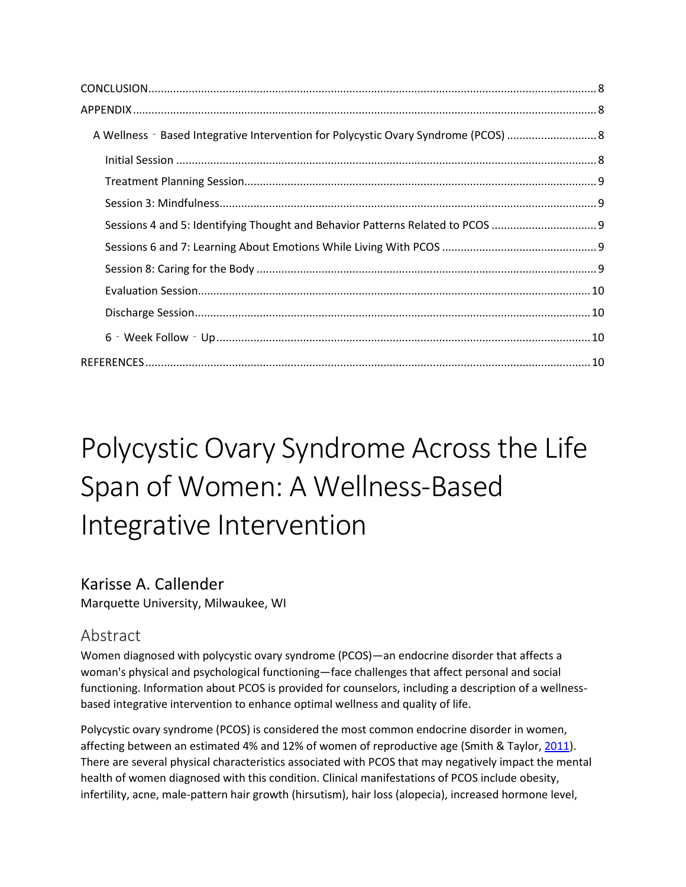CONCLUSION ................................................................................................................................ 8

APPENDIX ................................................................................................................................... 8

A Wellness ‐ Based Integrative Intervention for Polycystic Ovary Syndrome (PCOS) ............................ 8

Initial Session ...................................................................................................................... 8

Treatment Planning Session................................................................................................ 9

Session 3: Mindfulness........................................................................................................ 9

Sessions 4 and 5: Identifying Thought and Behavior Patterns Related to PCOS ................................. 9

Sessions 6 and 7: Learning About Emotions While Living With PCOS ................................................ 9

Session 8: Caring for the Body ............................................................................................ 9

Evaluation Session............................................................................................................. 10

Discharge Session.............................................................................................................. 10

6 ‐ Week Follow ‐ Up ......................................................................................................... 10

REFERENCES ............................................................................................................................. 10

# Polycystic Ovary Syndrome Across the Life Span of Women: A Wellness-Based Integrative Intervention

## Karisse A. Callender

Marquette University, Milwaukee, WI

## Abstract

Women diagnosed with polycystic ovary syndrome (PCOS)—an endocrine disorder that affects a woman's physical and psychological functioning—face challenges that affect personal and social functioning. Information about PCOS is provided for counselors, including a description of a wellness-based integrative intervention to enhance optimal wellness and quality of life.

Polycystic ovary syndrome (PCOS) is considered the most common endocrine disorder in women, affecting between an estimated 4% and 12% of women of reproductive age (Smith & Taylor, 2011). There are several physical characteristics associated with PCOS that may negatively impact the mental health of women diagnosed with this condition. Clinical manifestations of PCOS include obesity, infertility, acne, male-pattern hair growth (hirsutism), hair loss (alopecia), increased hormone level,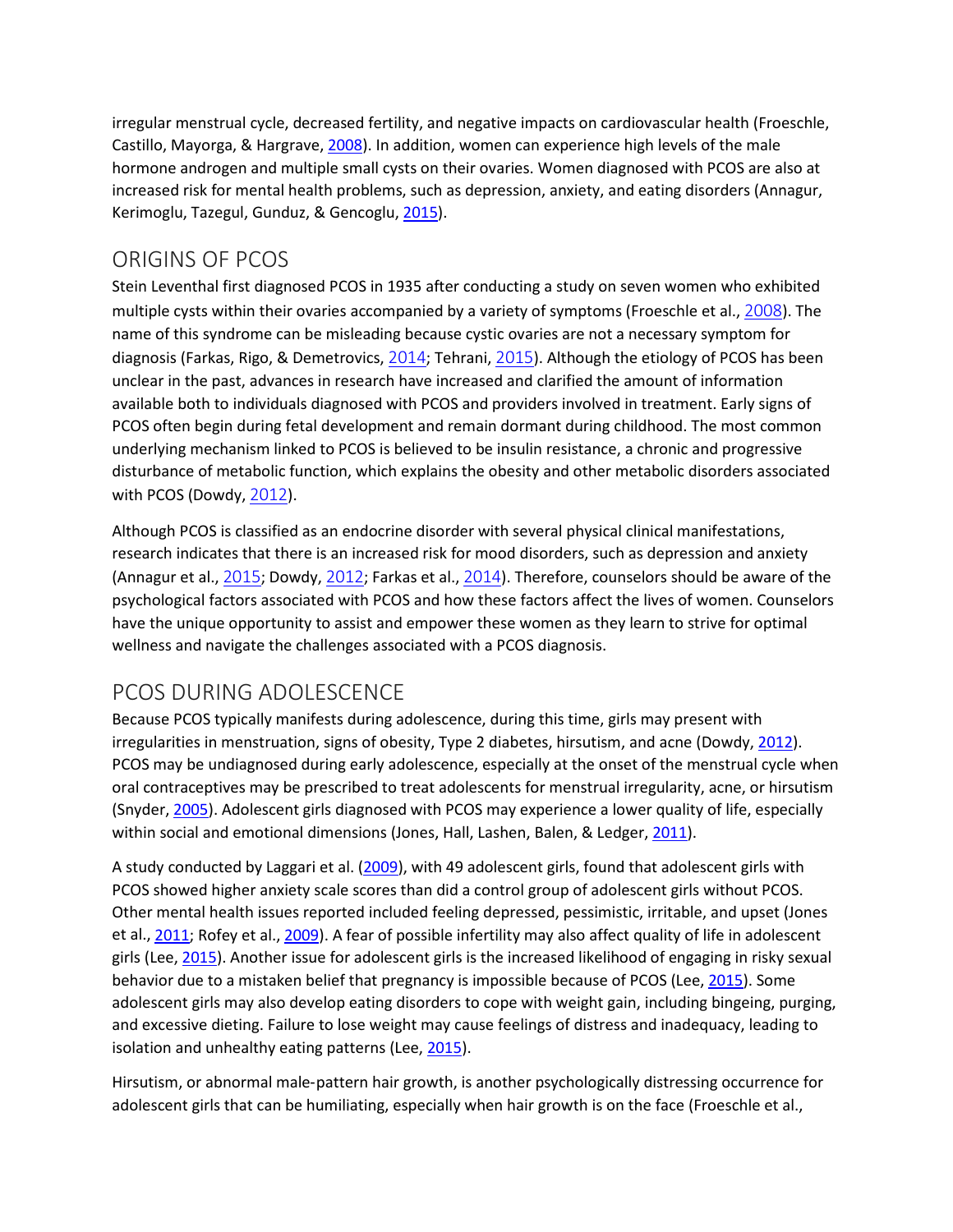irregular menstrual cycle, decreased fertility, and negative impacts on cardiovascular health (Froeschle, Castillo, Mayorga, & Hargrave, 2008). In addition, women can experience high levels of the male hormone androgen and multiple small cysts on their ovaries. Women diagnosed with PCOS are also at increased risk for mental health problems, such as depression, anxiety, and eating disorders (Annagur, Kerimoglu, Tazegul, Gunduz, & Gencoglu, 2015).

## ORIGINS OF PCOS

Stein Leventhal first diagnosed PCOS in 1935 after conducting a study on seven women who exhibited multiple cysts within their ovaries accompanied by a variety of symptoms (Froeschle et al., 2008). The name of this syndrome can be misleading because cystic ovaries are not a necessary symptom for diagnosis (Farkas, Rigo, & Demetrovics, 2014; Tehrani, 2015). Although the etiology of PCOS has been unclear in the past, advances in research have increased and clarified the amount of information available both to individuals diagnosed with PCOS and providers involved in treatment. Early signs of PCOS often begin during fetal development and remain dormant during childhood. The most common underlying mechanism linked to PCOS is believed to be insulin resistance, a chronic and progressive disturbance of metabolic function, which explains the obesity and other metabolic disorders associated with PCOS (Dowdy, 2012).

Although PCOS is classified as an endocrine disorder with several physical clinical manifestations, research indicates that there is an increased risk for mood disorders, such as depression and anxiety (Annagur et al., 2015; Dowdy, 2012; Farkas et al., 2014). Therefore, counselors should be aware of the psychological factors associated with PCOS and how these factors affect the lives of women. Counselors have the unique opportunity to assist and empower these women as they learn to strive for optimal wellness and navigate the challenges associated with a PCOS diagnosis.

## PCOS DURING ADOLESCENCE

Because PCOS typically manifests during adolescence, during this time, girls may present with irregularities in menstruation, signs of obesity, Type 2 diabetes, hirsutism, and acne (Dowdy, 2012). PCOS may be undiagnosed during early adolescence, especially at the onset of the menstrual cycle when oral contraceptives may be prescribed to treat adolescents for menstrual irregularity, acne, or hirsutism (Snyder, 2005). Adolescent girls diagnosed with PCOS may experience a lower quality of life, especially within social and emotional dimensions (Jones, Hall, Lashen, Balen, & Ledger, 2011).

A study conducted by Laggari et al. (2009), with 49 adolescent girls, found that adolescent girls with PCOS showed higher anxiety scale scores than did a control group of adolescent girls without PCOS. Other mental health issues reported included feeling depressed, pessimistic, irritable, and upset (Jones et al., 2011; Rofey et al., 2009). A fear of possible infertility may also affect quality of life in adolescent girls (Lee, 2015). Another issue for adolescent girls is the increased likelihood of engaging in risky sexual behavior due to a mistaken belief that pregnancy is impossible because of PCOS (Lee, 2015). Some adolescent girls may also develop eating disorders to cope with weight gain, including bingeing, purging, and excessive dieting. Failure to lose weight may cause feelings of distress and inadequacy, leading to isolation and unhealthy eating patterns (Lee, 2015).

Hirsutism, or abnormal male-pattern hair growth, is another psychologically distressing occurrence for adolescent girls that can be humiliating, especially when hair growth is on the face (Froeschle et al.,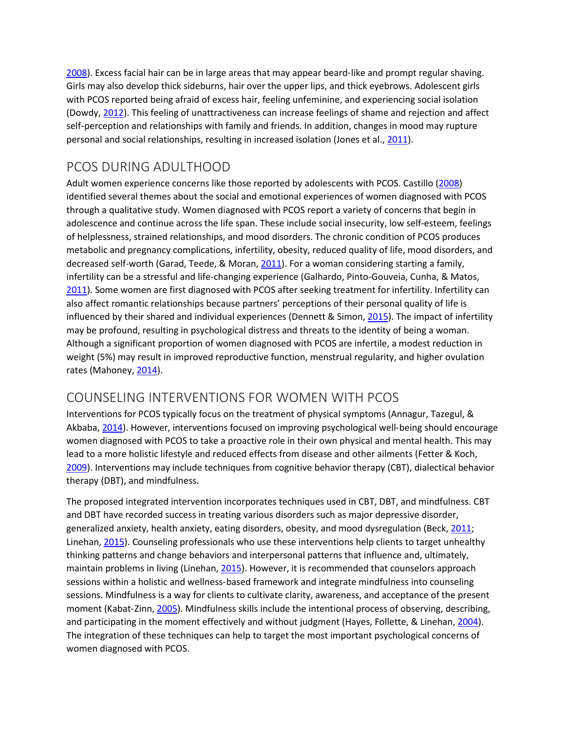2008). Excess facial hair can be in large areas that may appear beard-like and prompt regular shaving. Girls may also develop thick sideburns, hair over the upper lips, and thick eyebrows. Adolescent girls with PCOS reported being afraid of excess hair, feeling unfeminine, and experiencing social isolation (Dowdy, 2012). This feeling of unattractiveness can increase feelings of shame and rejection and affect self-perception and relationships with family and friends. In addition, changes in mood may rupture personal and social relationships, resulting in increased isolation (Jones et al., 2011).

## PCOS DURING ADULTHOOD

Adult women experience concerns like those reported by adolescents with PCOS. Castillo (2008) identified several themes about the social and emotional experiences of women diagnosed with PCOS through a qualitative study. Women diagnosed with PCOS report a variety of concerns that begin in adolescence and continue across the life span. These include social insecurity, low self-esteem, feelings of helplessness, strained relationships, and mood disorders. The chronic condition of PCOS produces metabolic and pregnancy complications, infertility, obesity, reduced quality of life, mood disorders, and decreased self-worth (Garad, Teede, & Moran, 2011). For a woman considering starting a family, infertility can be a stressful and life-changing experience (Galhardo, Pinto-Gouveia, Cunha, & Matos, 2011). Some women are first diagnosed with PCOS after seeking treatment for infertility. Infertility can also affect romantic relationships because partners' perceptions of their personal quality of life is influenced by their shared and individual experiences (Dennett & Simon, 2015). The impact of infertility may be profound, resulting in psychological distress and threats to the identity of being a woman. Although a significant proportion of women diagnosed with PCOS are infertile, a modest reduction in weight (5%) may result in improved reproductive function, menstrual regularity, and higher ovulation rates (Mahoney, 2014).

## COUNSELING INTERVENTIONS FOR WOMEN WITH PCOS

Interventions for PCOS typically focus on the treatment of physical symptoms (Annagur, Tazegul, & Akbaba, 2014). However, interventions focused on improving psychological well-being should encourage women diagnosed with PCOS to take a proactive role in their own physical and mental health. This may lead to a more holistic lifestyle and reduced effects from disease and other ailments (Fetter & Koch, 2009). Interventions may include techniques from cognitive behavior therapy (CBT), dialectical behavior therapy (DBT), and mindfulness.

The proposed integrated intervention incorporates techniques used in CBT, DBT, and mindfulness. CBT and DBT have recorded success in treating various disorders such as major depressive disorder, generalized anxiety, health anxiety, eating disorders, obesity, and mood dysregulation (Beck, 2011; Linehan, 2015). Counseling professionals who use these interventions help clients to target unhealthy thinking patterns and change behaviors and interpersonal patterns that influence and, ultimately, maintain problems in living (Linehan, 2015). However, it is recommended that counselors approach sessions within a holistic and wellness-based framework and integrate mindfulness into counseling sessions. Mindfulness is a way for clients to cultivate clarity, awareness, and acceptance of the present moment (Kabat-Zinn, 2005). Mindfulness skills include the intentional process of observing, describing, and participating in the moment effectively and without judgment (Hayes, Follette, & Linehan, 2004). The integration of these techniques can help to target the most important psychological concerns of women diagnosed with PCOS.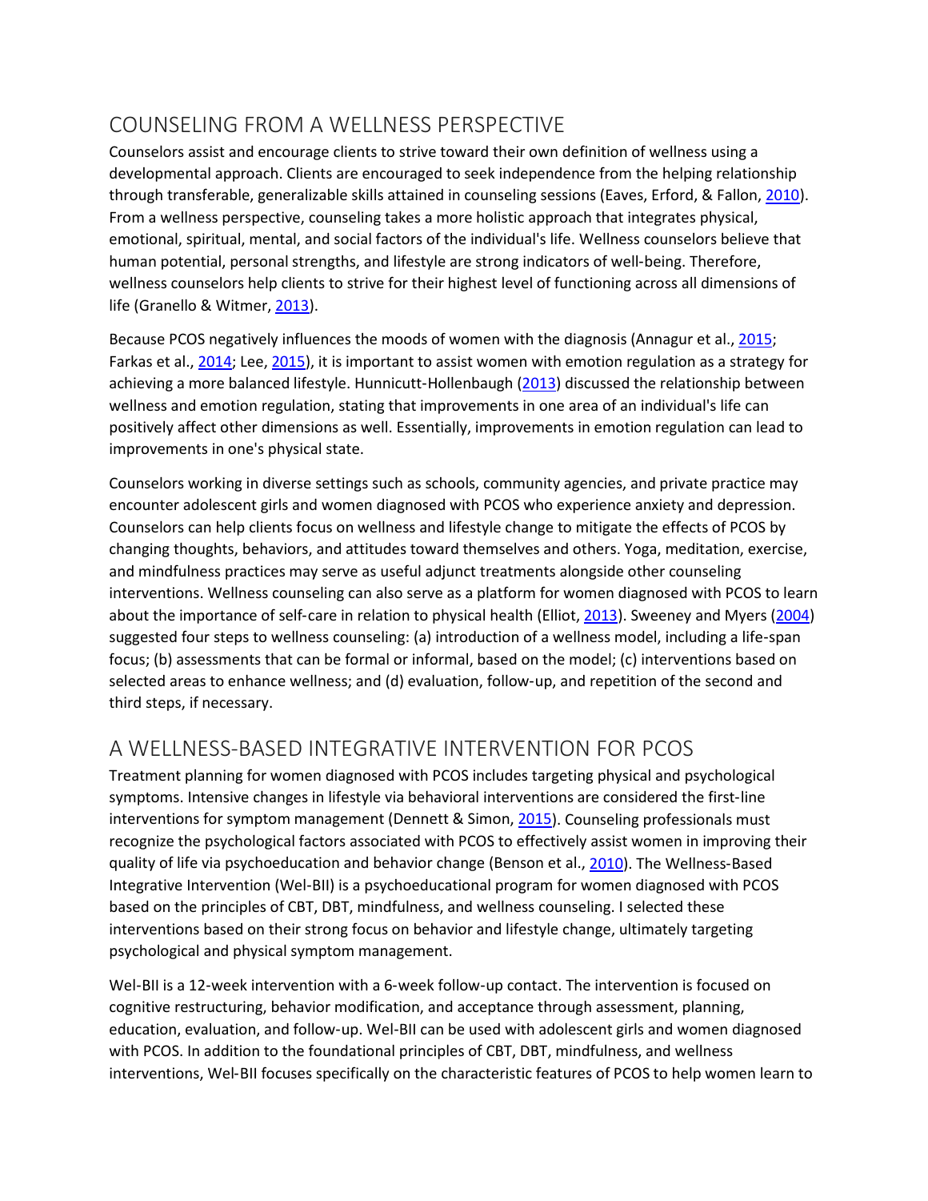## COUNSELING FROM A WELLNESS PERSPECTIVE

Counselors assist and encourage clients to strive toward their own definition of wellness using a developmental approach. Clients are encouraged to seek independence from the helping relationship through transferable, generalizable skills attained in counseling sessions (Eaves, Erford, & Fallon, 2010). From a wellness perspective, counseling takes a more holistic approach that integrates physical, emotional, spiritual, mental, and social factors of the individual's life. Wellness counselors believe that human potential, personal strengths, and lifestyle are strong indicators of well-being. Therefore, wellness counselors help clients to strive for their highest level of functioning across all dimensions of life (Granello & Witmer, 2013).

Because PCOS negatively influences the moods of women with the diagnosis (Annagur et al., 2015; Farkas et al., 2014; Lee, 2015), it is important to assist women with emotion regulation as a strategy for achieving a more balanced lifestyle. Hunnicutt-Hollenbaugh (2013) discussed the relationship between wellness and emotion regulation, stating that improvements in one area of an individual's life can positively affect other dimensions as well. Essentially, improvements in emotion regulation can lead to improvements in one's physical state.

Counselors working in diverse settings such as schools, community agencies, and private practice may encounter adolescent girls and women diagnosed with PCOS who experience anxiety and depression. Counselors can help clients focus on wellness and lifestyle change to mitigate the effects of PCOS by changing thoughts, behaviors, and attitudes toward themselves and others. Yoga, meditation, exercise, and mindfulness practices may serve as useful adjunct treatments alongside other counseling interventions. Wellness counseling can also serve as a platform for women diagnosed with PCOS to learn about the importance of self-care in relation to physical health (Elliot, 2013). Sweeney and Myers (2004) suggested four steps to wellness counseling: (a) introduction of a wellness model, including a life-span focus; (b) assessments that can be formal or informal, based on the model; (c) interventions based on selected areas to enhance wellness; and (d) evaluation, follow-up, and repetition of the second and third steps, if necessary.

## A WELLNESS-BASED INTEGRATIVE INTERVENTION FOR PCOS

Treatment planning for women diagnosed with PCOS includes targeting physical and psychological symptoms. Intensive changes in lifestyle via behavioral interventions are considered the first-line interventions for symptom management (Dennett & Simon, 2015). Counseling professionals must recognize the psychological factors associated with PCOS to effectively assist women in improving their quality of life via psychoeducation and behavior change (Benson et al., 2010). The Wellness-Based Integrative Intervention (Wel-BII) is a psychoeducational program for women diagnosed with PCOS based on the principles of CBT, DBT, mindfulness, and wellness counseling. I selected these interventions based on their strong focus on behavior and lifestyle change, ultimately targeting psychological and physical symptom management.

Wel-BII is a 12-week intervention with a 6-week follow-up contact. The intervention is focused on cognitive restructuring, behavior modification, and acceptance through assessment, planning, education, evaluation, and follow-up. Wel-BII can be used with adolescent girls and women diagnosed with PCOS. In addition to the foundational principles of CBT, DBT, mindfulness, and wellness interventions, Wel-BII focuses specifically on the characteristic features of PCOS to help women learn to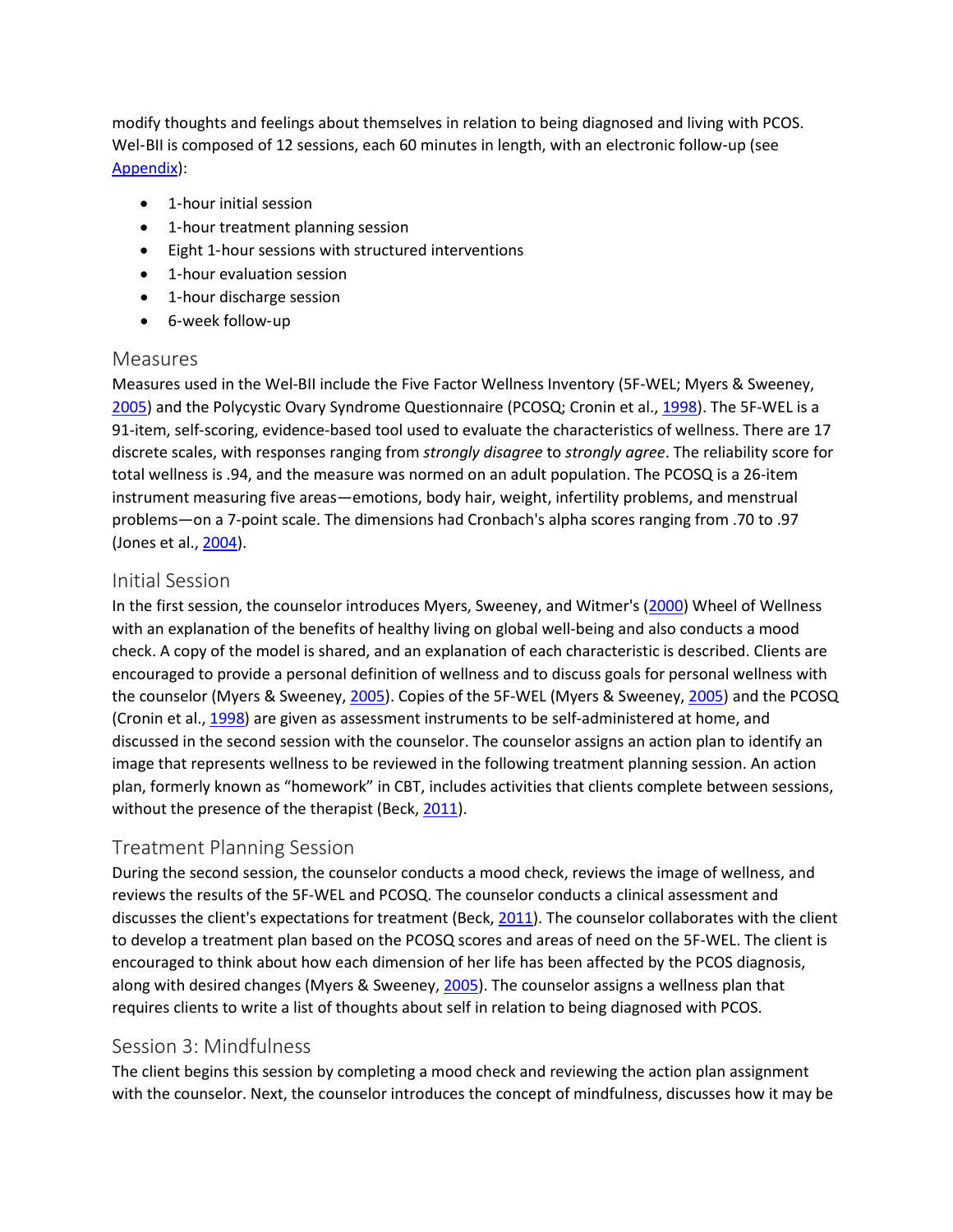modify thoughts and feelings about themselves in relation to being diagnosed and living with PCOS. Wel-BII is composed of 12 sessions, each 60 minutes in length, with an electronic follow-up (see Appendix):

- 1-hour initial session
- 1-hour treatment planning session
- Eight 1-hour sessions with structured interventions
- 1-hour evaluation session
- 1-hour discharge session
- 6-week follow-up

## Measures

Measures used in the Wel-BII include the Five Factor Wellness Inventory (5F-WEL; Myers & Sweeney, 2005) and the Polycystic Ovary Syndrome Questionnaire (PCOSQ; Cronin et al., 1998). The 5F-WEL is a 91-item, self-scoring, evidence-based tool used to evaluate the characteristics of wellness. There are 17 discrete scales, with responses ranging from *strongly disagree* to *strongly agree*. The reliability score for total wellness is .94, and the measure was normed on an adult population. The PCOSQ is a 26-item instrument measuring five areas—emotions, body hair, weight, infertility problems, and menstrual problems—on a 7-point scale. The dimensions had Cronbach's alpha scores ranging from .70 to .97 (Jones et al., 2004).

## Initial Session

In the first session, the counselor introduces Myers, Sweeney, and Witmer's (2000) Wheel of Wellness with an explanation of the benefits of healthy living on global well-being and also conducts a mood check. A copy of the model is shared, and an explanation of each characteristic is described. Clients are encouraged to provide a personal definition of wellness and to discuss goals for personal wellness with the counselor (Myers & Sweeney, 2005). Copies of the 5F-WEL (Myers & Sweeney, 2005) and the PCOSQ (Cronin et al., 1998) are given as assessment instruments to be self-administered at home, and discussed in the second session with the counselor. The counselor assigns an action plan to identify an image that represents wellness to be reviewed in the following treatment planning session. An action plan, formerly known as "homework" in CBT, includes activities that clients complete between sessions, without the presence of the therapist (Beck, 2011).

## Treatment Planning Session

During the second session, the counselor conducts a mood check, reviews the image of wellness, and reviews the results of the 5F-WEL and PCOSQ. The counselor conducts a clinical assessment and discusses the client's expectations for treatment (Beck, 2011). The counselor collaborates with the client to develop a treatment plan based on the PCOSQ scores and areas of need on the 5F-WEL. The client is encouraged to think about how each dimension of her life has been affected by the PCOS diagnosis, along with desired changes (Myers & Sweeney, 2005). The counselor assigns a wellness plan that requires clients to write a list of thoughts about self in relation to being diagnosed with PCOS.

## Session 3: Mindfulness

The client begins this session by completing a mood check and reviewing the action plan assignment with the counselor. Next, the counselor introduces the concept of mindfulness, discusses how it may be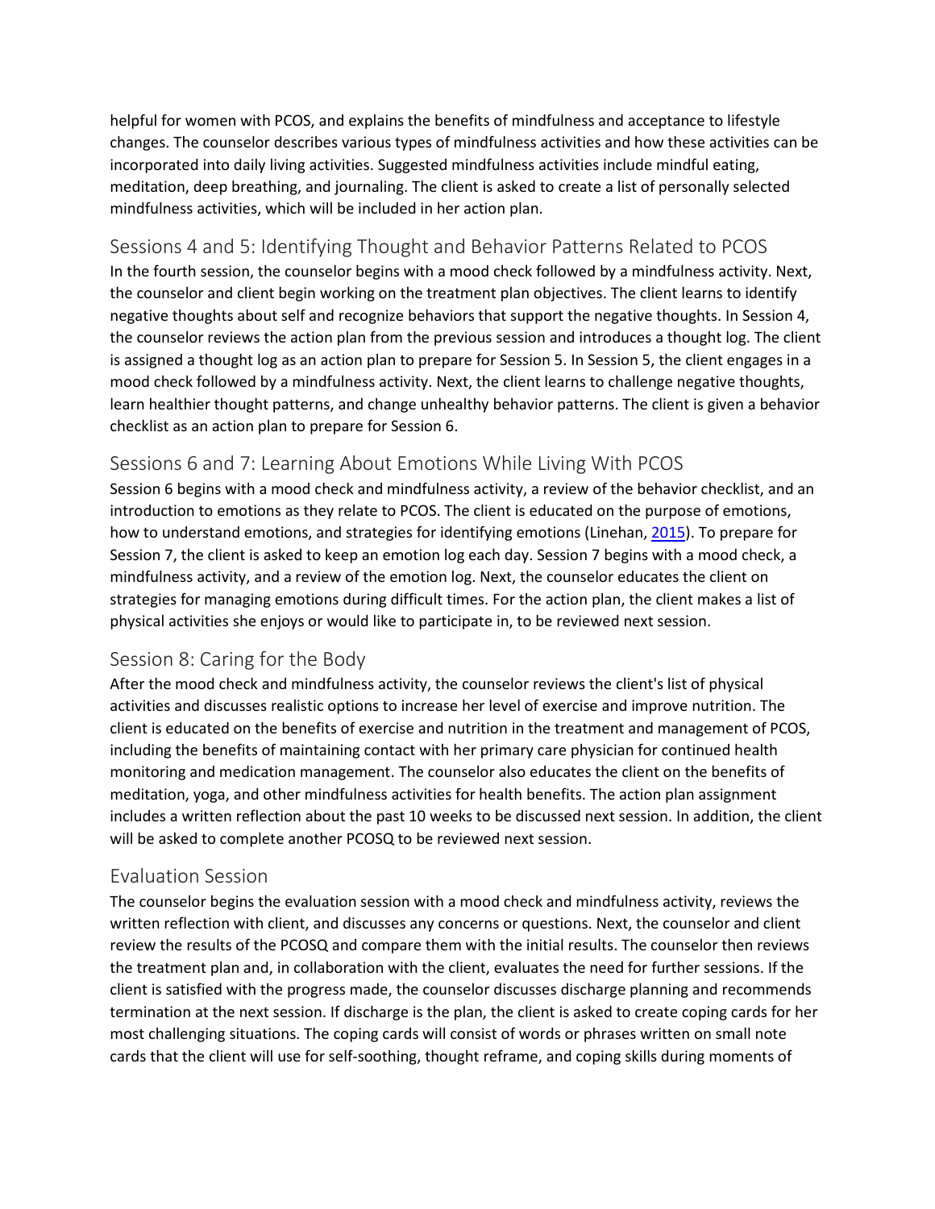helpful for women with PCOS, and explains the benefits of mindfulness and acceptance to lifestyle changes. The counselor describes various types of mindfulness activities and how these activities can be incorporated into daily living activities. Suggested mindfulness activities include mindful eating, meditation, deep breathing, and journaling. The client is asked to create a list of personally selected mindfulness activities, which will be included in her action plan.

## Sessions 4 and 5: Identifying Thought and Behavior Patterns Related to PCOS

In the fourth session, the counselor begins with a mood check followed by a mindfulness activity. Next, the counselor and client begin working on the treatment plan objectives. The client learns to identify negative thoughts about self and recognize behaviors that support the negative thoughts. In Session 4, the counselor reviews the action plan from the previous session and introduces a thought log. The client is assigned a thought log as an action plan to prepare for Session 5. In Session 5, the client engages in a mood check followed by a mindfulness activity. Next, the client learns to challenge negative thoughts, learn healthier thought patterns, and change unhealthy behavior patterns. The client is given a behavior checklist as an action plan to prepare for Session 6.

## Sessions 6 and 7: Learning About Emotions While Living With PCOS

Session 6 begins with a mood check and mindfulness activity, a review of the behavior checklist, and an introduction to emotions as they relate to PCOS. The client is educated on the purpose of emotions, how to understand emotions, and strategies for identifying emotions (Linehan, 2015). To prepare for Session 7, the client is asked to keep an emotion log each day. Session 7 begins with a mood check, a mindfulness activity, and a review of the emotion log. Next, the counselor educates the client on strategies for managing emotions during difficult times. For the action plan, the client makes a list of physical activities she enjoys or would like to participate in, to be reviewed next session.

## Session 8: Caring for the Body

After the mood check and mindfulness activity, the counselor reviews the client's list of physical activities and discusses realistic options to increase her level of exercise and improve nutrition. The client is educated on the benefits of exercise and nutrition in the treatment and management of PCOS, including the benefits of maintaining contact with her primary care physician for continued health monitoring and medication management. The counselor also educates the client on the benefits of meditation, yoga, and other mindfulness activities for health benefits. The action plan assignment includes a written reflection about the past 10 weeks to be discussed next session. In addition, the client will be asked to complete another PCOSQ to be reviewed next session.

## Evaluation Session

The counselor begins the evaluation session with a mood check and mindfulness activity, reviews the written reflection with client, and discusses any concerns or questions. Next, the counselor and client review the results of the PCOSQ and compare them with the initial results. The counselor then reviews the treatment plan and, in collaboration with the client, evaluates the need for further sessions. If the client is satisfied with the progress made, the counselor discusses discharge planning and recommends termination at the next session. If discharge is the plan, the client is asked to create coping cards for her most challenging situations. The coping cards will consist of words or phrases written on small note cards that the client will use for self-soothing, thought reframe, and coping skills during moments of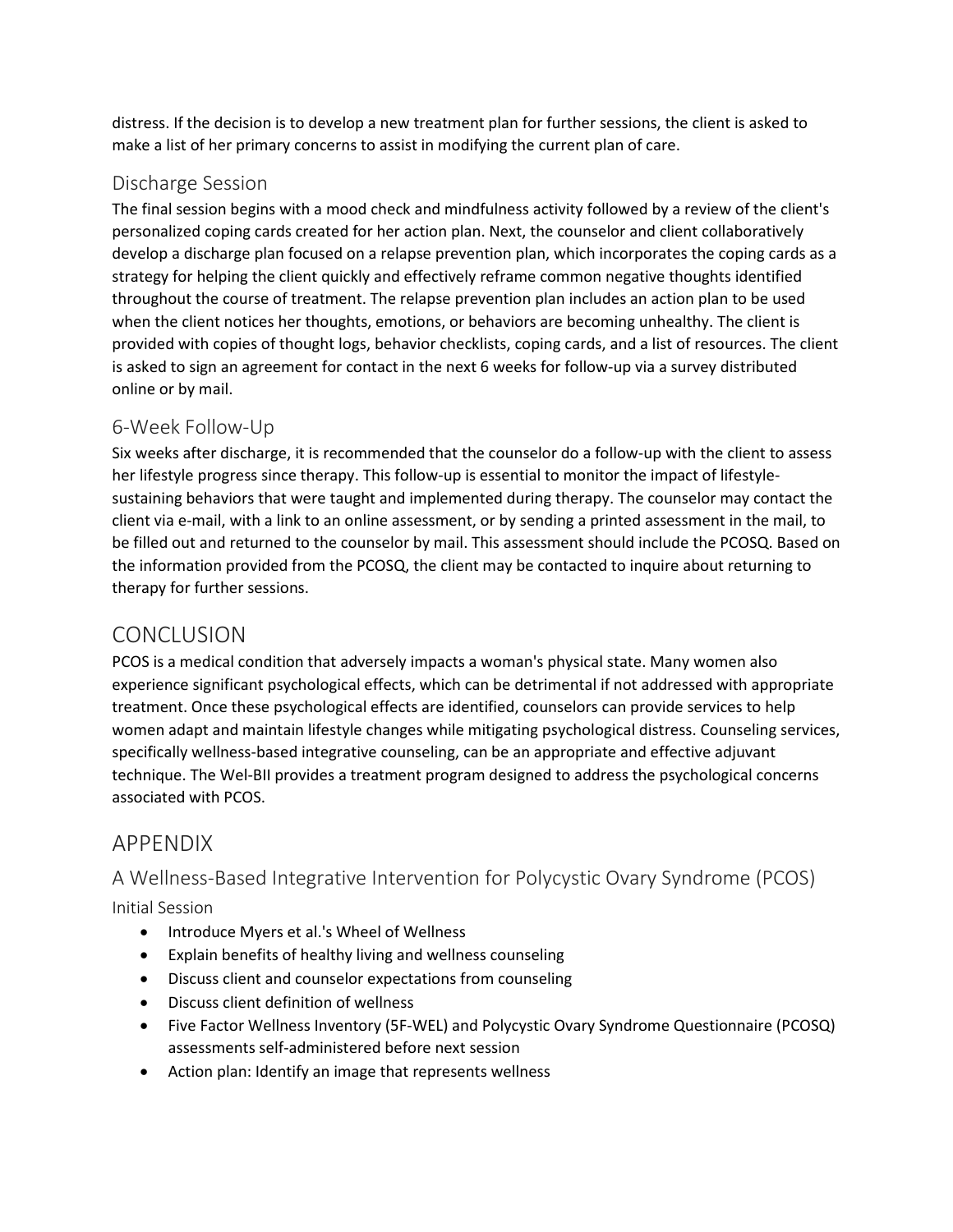distress. If the decision is to develop a new treatment plan for further sessions, the client is asked to make a list of her primary concerns to assist in modifying the current plan of care.

### Discharge Session

The final session begins with a mood check and mindfulness activity followed by a review of the client's personalized coping cards created for her action plan. Next, the counselor and client collaboratively develop a discharge plan focused on a relapse prevention plan, which incorporates the coping cards as a strategy for helping the client quickly and effectively reframe common negative thoughts identified throughout the course of treatment. The relapse prevention plan includes an action plan to be used when the client notices her thoughts, emotions, or behaviors are becoming unhealthy. The client is provided with copies of thought logs, behavior checklists, coping cards, and a list of resources. The client is asked to sign an agreement for contact in the next 6 weeks for follow-up via a survey distributed online or by mail.

### 6-Week Follow-Up

Six weeks after discharge, it is recommended that the counselor do a follow-up with the client to assess her lifestyle progress since therapy. This follow-up is essential to monitor the impact of lifestyle-sustaining behaviors that were taught and implemented during therapy. The counselor may contact the client via e-mail, with a link to an online assessment, or by sending a printed assessment in the mail, to be filled out and returned to the counselor by mail. This assessment should include the PCOSQ. Based on the information provided from the PCOSQ, the client may be contacted to inquire about returning to therapy for further sessions.

## CONCLUSION

PCOS is a medical condition that adversely impacts a woman's physical state. Many women also experience significant psychological effects, which can be detrimental if not addressed with appropriate treatment. Once these psychological effects are identified, counselors can provide services to help women adapt and maintain lifestyle changes while mitigating psychological distress. Counseling services, specifically wellness-based integrative counseling, can be an appropriate and effective adjuvant technique. The Wel-BII provides a treatment program designed to address the psychological concerns associated with PCOS.

## APPENDIX

### A Wellness-Based Integrative Intervention for Polycystic Ovary Syndrome (PCOS)

#### Initial Session

- Introduce Myers et al.'s Wheel of Wellness
- Explain benefits of healthy living and wellness counseling
- Discuss client and counselor expectations from counseling
- Discuss client definition of wellness
- Five Factor Wellness Inventory (5F-WEL) and Polycystic Ovary Syndrome Questionnaire (PCOSQ) assessments self-administered before next session
- Action plan: Identify an image that represents wellness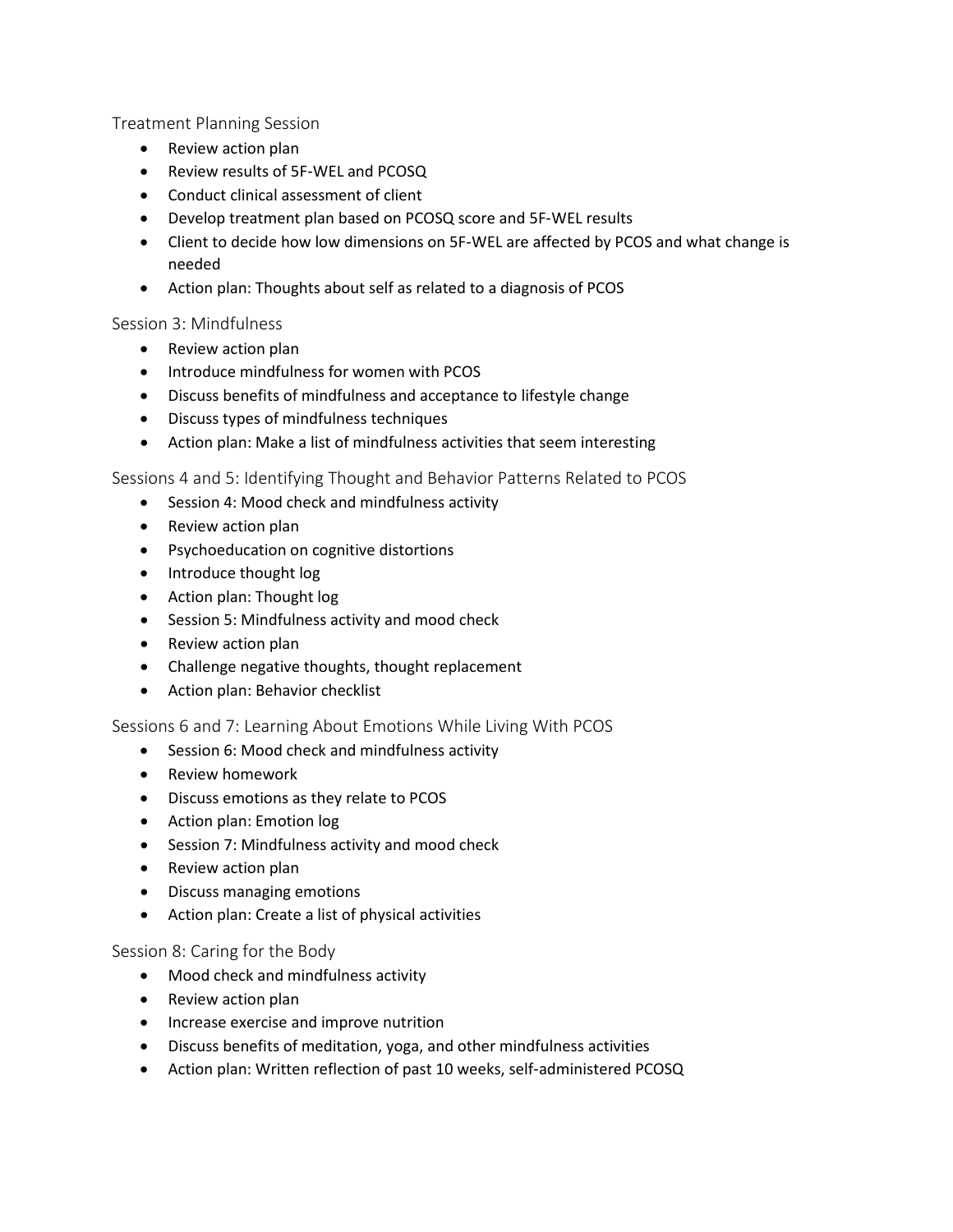### Treatment Planning Session

- Review action plan
- Review results of 5F-WEL and PCOSQ
- Conduct clinical assessment of client
- Develop treatment plan based on PCOSQ score and 5F-WEL results
- Client to decide how low dimensions on 5F-WEL are affected by PCOS and what change is needed
- Action plan: Thoughts about self as related to a diagnosis of PCOS

### Session 3: Mindfulness

- Review action plan
- Introduce mindfulness for women with PCOS
- Discuss benefits of mindfulness and acceptance to lifestyle change
- Discuss types of mindfulness techniques
- Action plan: Make a list of mindfulness activities that seem interesting

### Sessions 4 and 5: Identifying Thought and Behavior Patterns Related to PCOS

- Session 4: Mood check and mindfulness activity
- Review action plan
- Psychoeducation on cognitive distortions
- Introduce thought log
- Action plan: Thought log
- Session 5: Mindfulness activity and mood check
- Review action plan
- Challenge negative thoughts, thought replacement
- Action plan: Behavior checklist

### Sessions 6 and 7: Learning About Emotions While Living With PCOS

- Session 6: Mood check and mindfulness activity
- Review homework
- Discuss emotions as they relate to PCOS
- Action plan: Emotion log
- Session 7: Mindfulness activity and mood check
- Review action plan
- Discuss managing emotions
- Action plan: Create a list of physical activities

### Session 8: Caring for the Body

- Mood check and mindfulness activity
- Review action plan
- Increase exercise and improve nutrition
- Discuss benefits of meditation, yoga, and other mindfulness activities
- Action plan: Written reflection of past 10 weeks, self-administered PCOSQ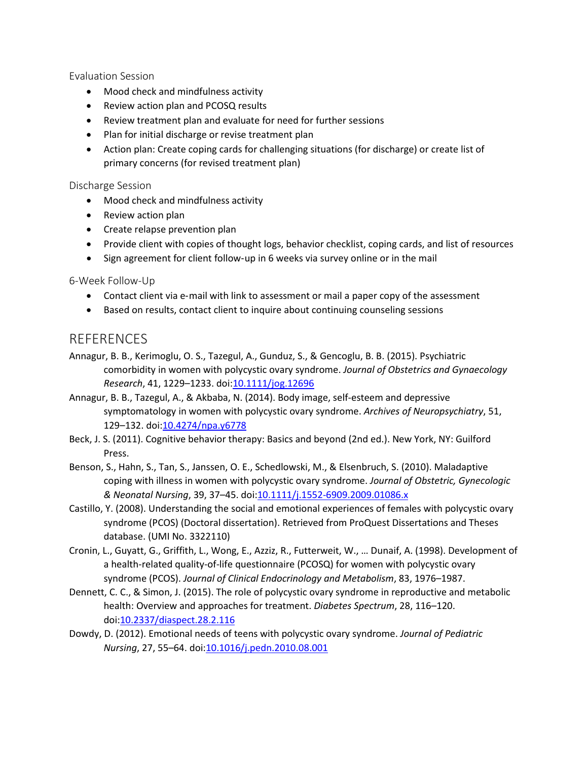### Evaluation Session

- Mood check and mindfulness activity
- Review action plan and PCOSQ results
- Review treatment plan and evaluate for need for further sessions
- Plan for initial discharge or revise treatment plan
- Action plan: Create coping cards for challenging situations (for discharge) or create list of primary concerns (for revised treatment plan)

### Discharge Session

- Mood check and mindfulness activity
- Review action plan
- Create relapse prevention plan
- Provide client with copies of thought logs, behavior checklist, coping cards, and list of resources
- Sign agreement for client follow-up in 6 weeks via survey online or in the mail

### 6-Week Follow-Up

- Contact client via e-mail with link to assessment or mail a paper copy of the assessment
- Based on results, contact client to inquire about continuing counseling sessions

## REFERENCES

Annagur, B. B., Kerimoglu, O. S., Tazegul, A., Gunduz, S., & Gencoglu, B. B. (2015). Psychiatric comorbidity in women with polycystic ovary syndrome. *Journal of Obstetrics and Gynaecology Research*, 41, 1229–1233. doi:10.1111/jog.12696

Annagur, B. B., Tazegul, A., & Akbaba, N. (2014). Body image, self-esteem and depressive symptomatology in women with polycystic ovary syndrome. *Archives of Neuropsychiatry*, 51, 129–132. doi:10.4274/npa.y6778

Beck, J. S. (2011). Cognitive behavior therapy: Basics and beyond (2nd ed.). New York, NY: Guilford Press.

Benson, S., Hahn, S., Tan, S., Janssen, O. E., Schedlowski, M., & Elsenbruch, S. (2010). Maladaptive coping with illness in women with polycystic ovary syndrome. *Journal of Obstetric, Gynecologic & Neonatal Nursing*, 39, 37–45. doi:10.1111/j.1552-6909.2009.01086.x

Castillo, Y. (2008). Understanding the social and emotional experiences of females with polycystic ovary syndrome (PCOS) (Doctoral dissertation). Retrieved from ProQuest Dissertations and Theses database. (UMI No. 3322110)

Cronin, L., Guyatt, G., Griffith, L., Wong, E., Azziz, R., Futterweit, W., … Dunaif, A. (1998). Development of a health-related quality-of-life questionnaire (PCOSQ) for women with polycystic ovary syndrome (PCOS). *Journal of Clinical Endocrinology and Metabolism*, 83, 1976–1987.

Dennett, C. C., & Simon, J. (2015). The role of polycystic ovary syndrome in reproductive and metabolic health: Overview and approaches for treatment. *Diabetes Spectrum*, 28, 116–120. doi:10.2337/diaspect.28.2.116

Dowdy, D. (2012). Emotional needs of teens with polycystic ovary syndrome. *Journal of Pediatric Nursing*, 27, 55–64. doi:10.1016/j.pedn.2010.08.001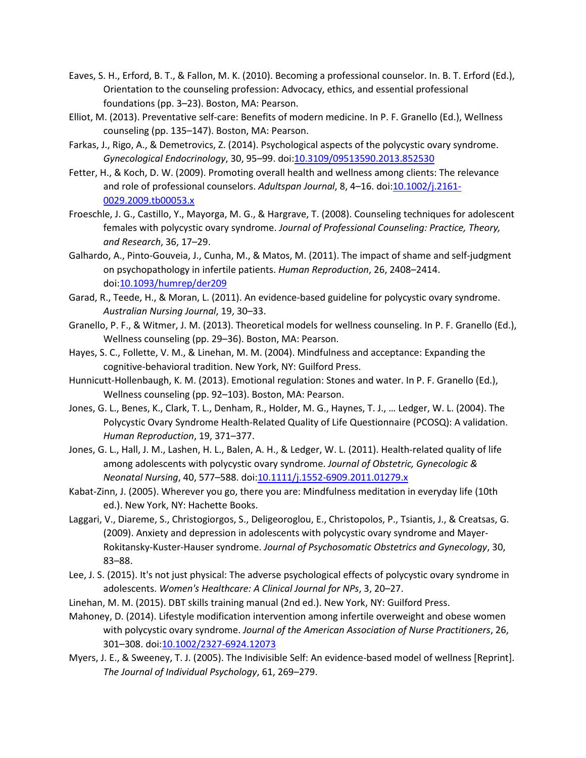Eaves, S. H., Erford, B. T., & Fallon, M. K. (2010). Becoming a professional counselor. In B. T. Erford (Ed.), Orientation to the counseling profession: Advocacy, ethics, and essential professional foundations (pp. 3–23). Boston, MA: Pearson.

Elliot, M. (2013). Preventative self-care: Benefits of modern medicine. In P. F. Granello (Ed.), Wellness counseling (pp. 135–147). Boston, MA: Pearson.

Farkas, J., Rigo, A., & Demetrovics, Z. (2014). Psychological aspects of the polycystic ovary syndrome. *Gynecological Endocrinology*, 30, 95–99. doi:10.3109/09513590.2013.852530

Fetter, H., & Koch, D. W. (2009). Promoting overall health and wellness among clients: The relevance and role of professional counselors. *Adultspan Journal*, 8, 4–16. doi:10.1002/j.2161-0029.2009.tb00053.x

Froeschle, J. G., Castillo, Y., Mayorga, M. G., & Hargrave, T. (2008). Counseling techniques for adolescent females with polycystic ovary syndrome. *Journal of Professional Counseling: Practice, Theory, and Research*, 36, 17–29.

Galhardo, A., Pinto-Gouveia, J., Cunha, M., & Matos, M. (2011). The impact of shame and self-judgment on psychopathology in infertile patients. *Human Reproduction*, 26, 2408–2414. doi:10.1093/humrep/der209

Garad, R., Teede, H., & Moran, L. (2011). An evidence-based guideline for polycystic ovary syndrome. *Australian Nursing Journal*, 19, 30–33.

Granello, P. F., & Witmer, J. M. (2013). Theoretical models for wellness counseling. In P. F. Granello (Ed.), Wellness counseling (pp. 29–36). Boston, MA: Pearson.

Hayes, S. C., Follette, V. M., & Linehan, M. M. (2004). Mindfulness and acceptance: Expanding the cognitive-behavioral tradition. New York, NY: Guilford Press.

Hunnicutt-Hollenbaugh, K. M. (2013). Emotional regulation: Stones and water. In P. F. Granello (Ed.), Wellness counseling (pp. 92–103). Boston, MA: Pearson.

Jones, G. L., Benes, K., Clark, T. L., Denham, R., Holder, M. G., Haynes, T. J., … Ledger, W. L. (2004). The Polycystic Ovary Syndrome Health-Related Quality of Life Questionnaire (PCOSQ): A validation. *Human Reproduction*, 19, 371–377.

Jones, G. L., Hall, J. M., Lashen, H. L., Balen, A. H., & Ledger, W. L. (2011). Health-related quality of life among adolescents with polycystic ovary syndrome. *Journal of Obstetric, Gynecologic & Neonatal Nursing*, 40, 577–588. doi:10.1111/j.1552-6909.2011.01279.x

Kabat-Zinn, J. (2005). Wherever you go, there you are: Mindfulness meditation in everyday life (10th ed.). New York, NY: Hachette Books.

Laggari, V., Diareme, S., Christogiorgos, S., Deligeoroglou, E., Christopolos, P., Tsiantis, J., & Creatsas, G. (2009). Anxiety and depression in adolescents with polycystic ovary syndrome and Mayer-Rokitansky-Kuster-Hauser syndrome. *Journal of Psychosomatic Obstetrics and Gynecology*, 30, 83–88.

Lee, J. S. (2015). It's not just physical: The adverse psychological effects of polycystic ovary syndrome in adolescents. *Women's Healthcare: A Clinical Journal for NPs*, 3, 20–27.

Linehan, M. M. (2015). DBT skills training manual (2nd ed.). New York, NY: Guilford Press.

Mahoney, D. (2014). Lifestyle modification intervention among infertile overweight and obese women with polycystic ovary syndrome. *Journal of the American Association of Nurse Practitioners*, 26, 301–308. doi:10.1002/2327-6924.12073

Myers, J. E., & Sweeney, T. J. (2005). The Indivisible Self: An evidence-based model of wellness [Reprint]. *The Journal of Individual Psychology*, 61, 269–279.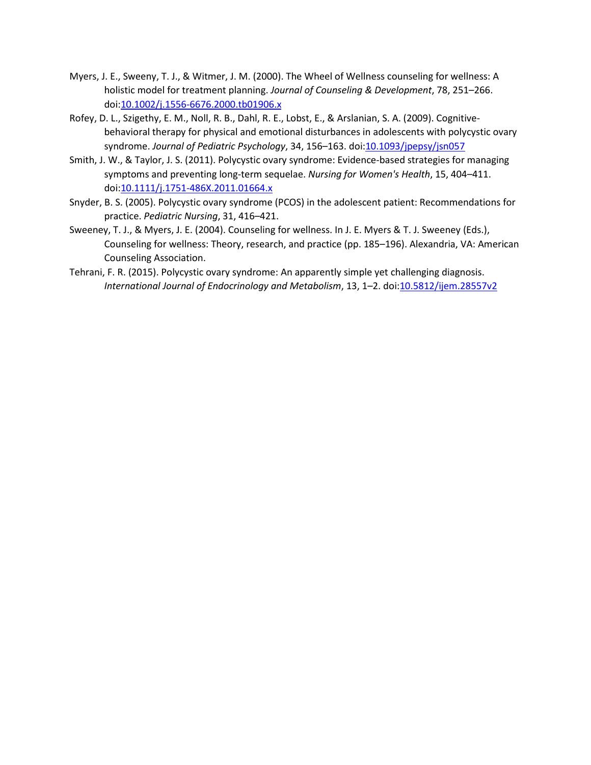Myers, J. E., Sweeny, T. J., & Witmer, J. M. (2000). The Wheel of Wellness counseling for wellness: A holistic model for treatment planning. *Journal of Counseling & Development*, 78, 251–266. doi:10.1002/j.1556-6676.2000.tb01906.x

Rofey, D. L., Szigethy, E. M., Noll, R. B., Dahl, R. E., Lobst, E., & Arslanian, S. A. (2009). Cognitive-behavioral therapy for physical and emotional disturbances in adolescents with polycystic ovary syndrome. *Journal of Pediatric Psychology*, 34, 156–163. doi:10.1093/jpepsy/jsn057

Smith, J. W., & Taylor, J. S. (2011). Polycystic ovary syndrome: Evidence-based strategies for managing symptoms and preventing long-term sequelae. *Nursing for Women's Health*, 15, 404–411. doi:10.1111/j.1751-486X.2011.01664.x

Snyder, B. S. (2005). Polycystic ovary syndrome (PCOS) in the adolescent patient: Recommendations for practice. *Pediatric Nursing*, 31, 416–421.

Sweeney, T. J., & Myers, J. E. (2004). Counseling for wellness. In J. E. Myers & T. J. Sweeney (Eds.), Counseling for wellness: Theory, research, and practice (pp. 185–196). Alexandria, VA: American Counseling Association.

Tehrani, F. R. (2015). Polycystic ovary syndrome: An apparently simple yet challenging diagnosis. *International Journal of Endocrinology and Metabolism*, 13, 1–2. doi:10.5812/ijem.28557v2